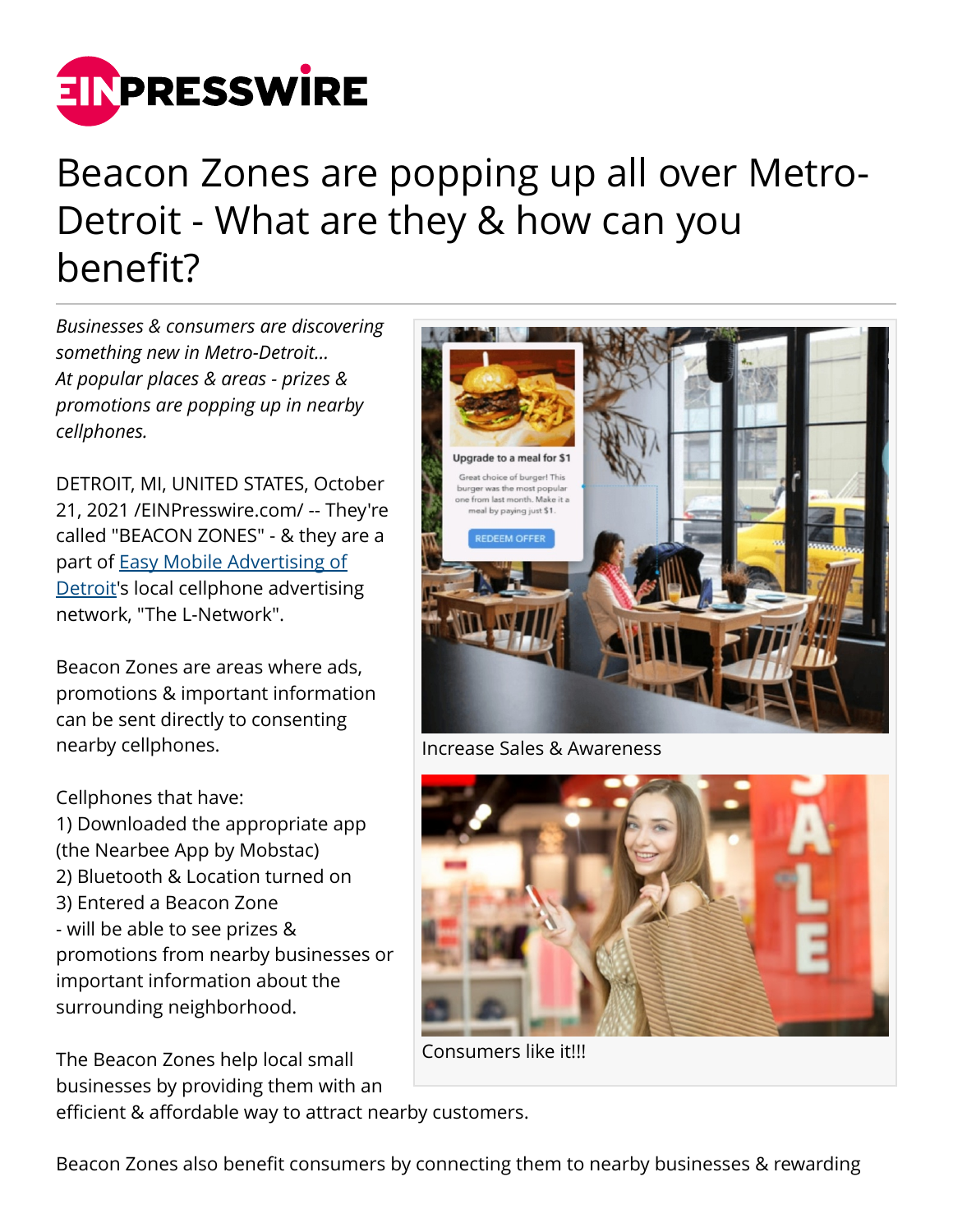# Beacon Zones are popping up all over Metro-Detroit - What are they & how can you benefit?

*Businesses & consumers are discovering something new in Metro-Detroit...
At popular places & areas - prizes & promotions are popping up in nearby cellphones.*

DETROIT, MI, UNITED STATES, October 21, 2021 /EINPresswire.com/ -- They're called "BEACON ZONES" - & they are a part of Easy Mobile Advertising of Detroit's local cellphone advertising network, "The L-Network".

Beacon Zones are areas where ads, promotions & important information can be sent directly to consenting nearby cellphones.

Cellphones that have:
1) Downloaded the appropriate app (the Nearbee App by Mobstac)
2) Bluetooth & Location turned on
3) Entered a Beacon Zone
- will be able to see prizes & promotions from nearby businesses or important information about the surrounding neighborhood.

Increase Sales & Awareness

Consumers like it!!!

The Beacon Zones help local small businesses by providing them with an efficient & affordable way to attract nearby customers.

Beacon Zones also benefit consumers by connecting them to nearby businesses & rewarding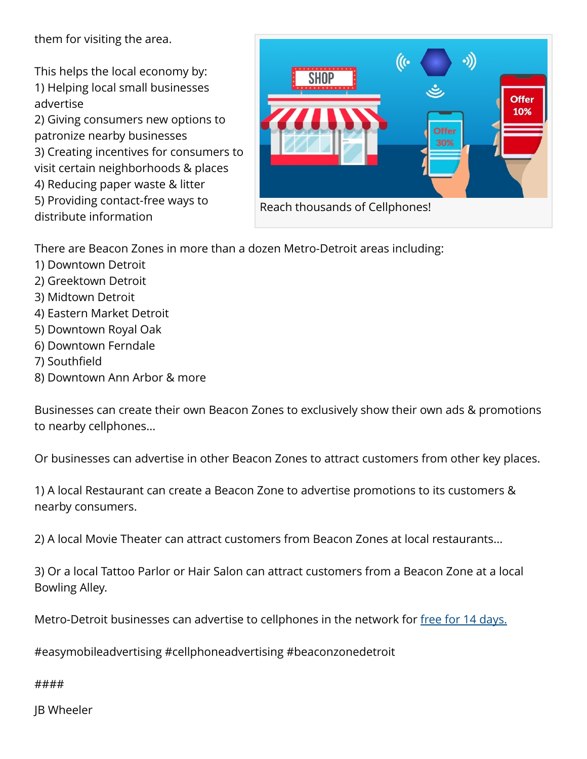them for visiting the area.

This helps the local economy by:
1) Helping local small businesses advertise
2) Giving consumers new options to patronize nearby businesses
3) Creating incentives for consumers to visit certain neighborhoods & places
4) Reducing paper waste & litter
5) Providing contact-free ways to distribute information

Reach thousands of Cellphones!

There are Beacon Zones in more than a dozen Metro-Detroit areas including:
1) Downtown Detroit
2) Greektown Detroit
3) Midtown Detroit
4) Eastern Market Detroit
5) Downtown Royal Oak
6) Downtown Ferndale
7) Southfield
8) Downtown Ann Arbor & more

Businesses can create their own Beacon Zones to exclusively show their own ads & promotions to nearby cellphones...

Or businesses can advertise in other Beacon Zones to attract customers from other key places.

1) A local Restaurant can create a Beacon Zone to advertise promotions to its customers & nearby consumers.

2) A local Movie Theater can attract customers from Beacon Zones at local restaurants...

3) Or a local Tattoo Parlor or Hair Salon can attract customers from a Beacon Zone at a local Bowling Alley.

Metro-Detroit businesses can advertise to cellphones in the network for [free for 14 days.]()

#easymobileadvertising #cellphoneadvertising #beaconzonedetroit

####

JB Wheeler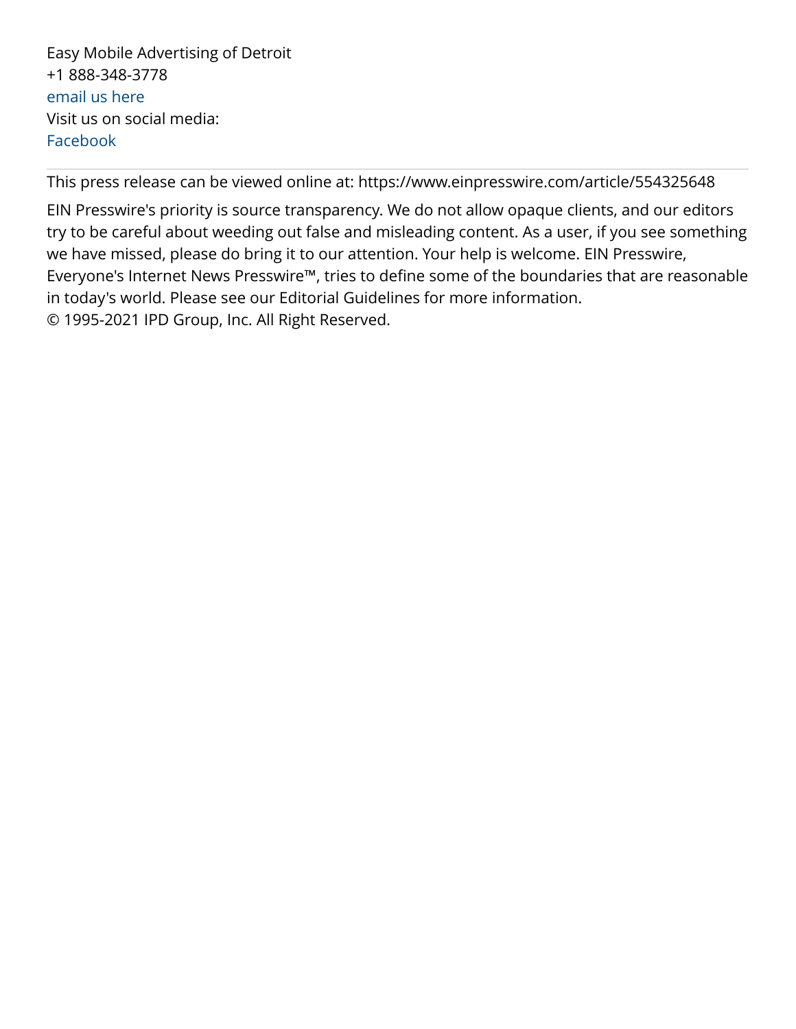Easy Mobile Advertising of Detroit
+1 888-348-3778
email us here
Visit us on social media:
Facebook

---

This press release can be viewed online at: https://www.einpresswire.com/article/554325648

EIN Presswire's priority is source transparency. We do not allow opaque clients, and our editors try to be careful about weeding out false and misleading content. As a user, if you see something we have missed, please do bring it to our attention. Your help is welcome. EIN Presswire, Everyone's Internet News Presswire™, tries to define some of the boundaries that are reasonable in today's world. Please see our Editorial Guidelines for more information.
© 1995-2021 IPD Group, Inc. All Right Reserved.